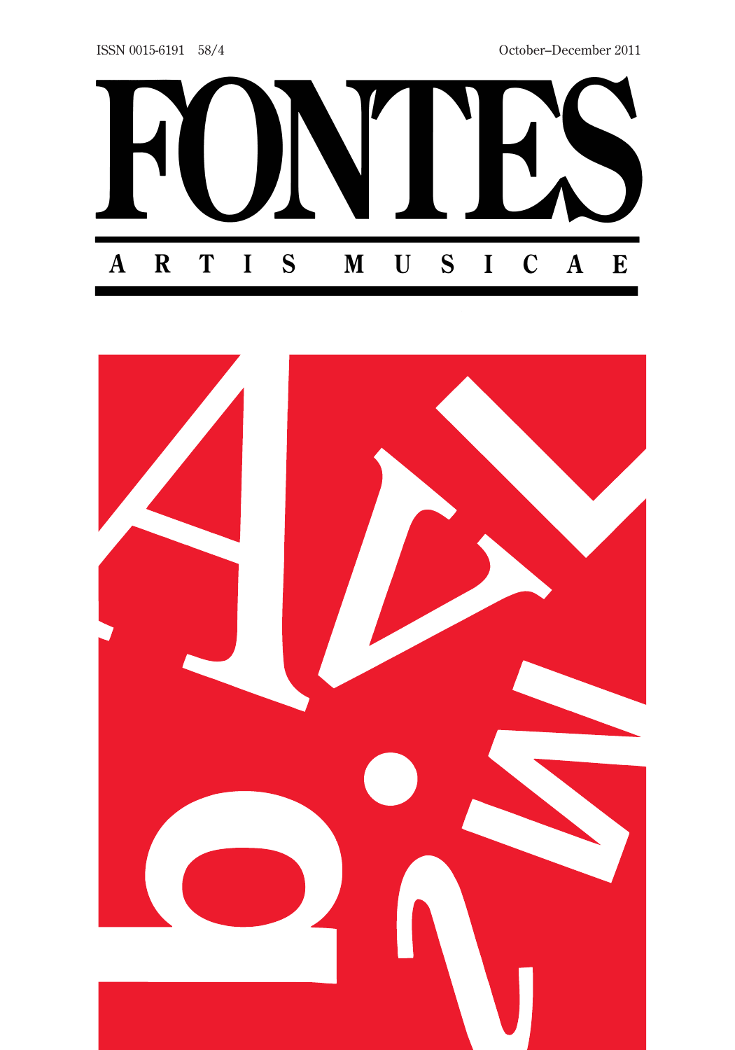ISSN 0015-6191 58/4

October–December 2011

# FONTES

## ARTIS MUSICAE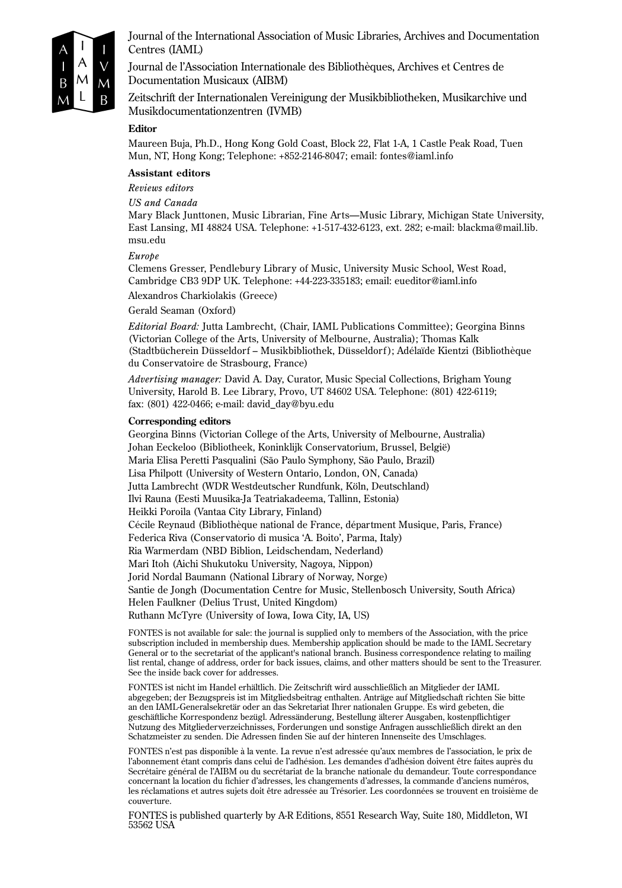Journal of the International Association of Music Libraries, Archives and Documentation Centres (IAML)

Journal de l'Association Internationale des Bibliothèques, Archives et Centres de Documentation Musicaux (AIBM)

Zeitschrift der Internationalen Vereinigung der Musikbibliotheken, Musikarchive und Musikdocumentationzentren (IVMB)

**Editor**

Maureen Buja, Ph.D., Hong Kong Gold Coast, Block 22, Flat 1-A, 1 Castle Peak Road, Tuen Mun, NT, Hong Kong; Telephone: +852-2146-8047; email: fontes@iaml.info

**Assistant editors**

*Reviews editors*

*US and Canada*

Mary Black Junttonen, Music Librarian, Fine Arts—Music Library, Michigan State University, East Lansing, MI 48824 USA. Telephone: +1-517-432-6123, ext. 282; e-mail: blackma@mail.lib.msu.edu

*Europe*

Clemens Gresser, Pendlebury Library of Music, University Music School, West Road, Cambridge CB3 9DP UK. Telephone: +44-223-335183; email: eueditor@iaml.info

Alexandros Charkiolakis (Greece)

Gerald Seaman (Oxford)

*Editorial Board:* Jutta Lambrecht, (Chair, IAML Publications Committee); Georgina Binns (Victorian College of the Arts, University of Melbourne, Australia); Thomas Kalk (Stadtbücherein Düsseldorf – Musikbibliothek, Düsseldorf); Adélaïde Kientzi (Bibliothèque du Conservatoire de Strasbourg, France)

*Advertising manager:* David A. Day, Curator, Music Special Collections, Brigham Young University, Harold B. Lee Library, Provo, UT 84602 USA. Telephone: (801) 422-6119; fax: (801) 422-0466; e-mail: david_day@byu.edu

**Corresponding editors**

Georgina Binns (Victorian College of the Arts, University of Melbourne, Australia)
Johan Eeckeloo (Bibliotheek, Koninklijk Conservatorium, Brussel, België)
Maria Elisa Peretti Pasqualini (São Paulo Symphony, São Paulo, Brazil)
Lisa Philpott (University of Western Ontario, London, ON, Canada)
Jutta Lambrecht (WDR Westdeutscher Rundfunk, Köln, Deutschland)
Ilvi Rauna (Eesti Muusika-Ja Teatriakadeema, Tallinn, Estonia)
Heikki Poroila (Vantaa City Library, Finland)
Cécile Reynaud (Bibliothèque national de France, départment Musique, Paris, France)
Federica Riva (Conservatorio di musica 'A. Boito', Parma, Italy)
Ria Warmerdam (NBD Biblion, Leidschendam, Nederland)
Mari Itoh (Aichi Shukutoku University, Nagoya, Nippon)
Jorid Nordal Baumann (National Library of Norway, Norge)
Santie de Jongh (Documentation Centre for Music, Stellenbosch University, South Africa)
Helen Faulkner (Delius Trust, United Kingdom)
Ruthann McTyre (University of Iowa, Iowa City, IA, US)

FONTES is not available for sale: the journal is supplied only to members of the Association, with the price subscription included in membership dues. Membership application should be made to the IAML Secretary General or to the secretariat of the applicant's national branch. Business correspondence relating to mailing list rental, change of address, order for back issues, claims, and other matters should be sent to the Treasurer. See the inside back cover for addresses.

FONTES ist nicht im Handel erhältlich. Die Zeitschrift wird ausschließlich an Mitglieder der IAML abgegeben; der Bezugspreis ist im Mitgliedsbeitrag enthalten. Anträge auf Mitgliedschaft richten Sie bitte an den IAML-Generalsekretär oder an das Sekretariat Ihrer nationalen Gruppe. Es wird gebeten, die geschäftliche Korrespondenz bezügl. Adressänderung, Bestellung älterer Ausgaben, kostenpflichtiger Nutzung des Mitgliederverzeichnisses, Forderungen und sonstige Anfragen ausschließlich direkt an den Schatzmeister zu senden. Die Adressen finden Sie auf der hinteren Innenseite des Umschlages.

FONTES n'est pas disponible à la vente. La revue n'est adressée qu'aux membres de l'association, le prix de l'abonnement étant compris dans celui de l'adhésion. Les demandes d'adhésion doivent être faites auprès du Secrétaire général de l'AIBM ou du secrétariat de la branche nationale du demandeur. Toute correspondance concernant la location du fichier d'adresses, les changements d'adresses, la commande d'anciens numéros, les réclamations et autres sujets doit être adressée au Trésorier. Les coordonnées se trouvent en troisième de couverture.

FONTES is published quarterly by A-R Editions, 8551 Research Way, Suite 180, Middleton, WI 53562 USA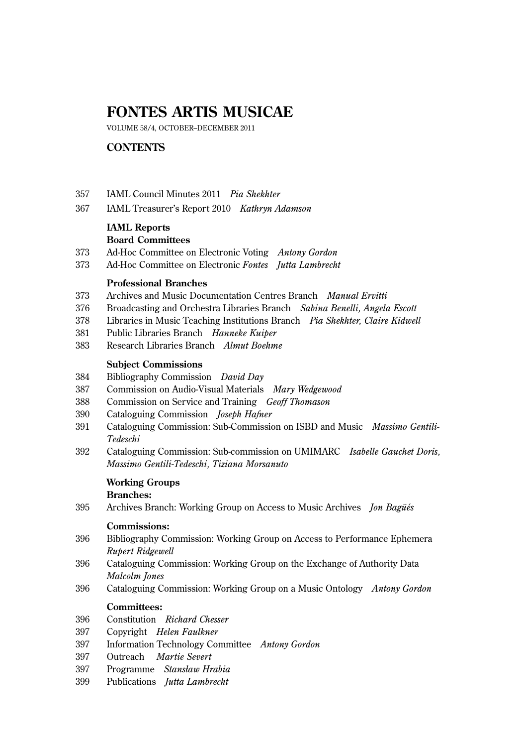# FONTES ARTIS MUSICAE

VOLUME 58/4, OCTOBER–DECEMBER 2011

## CONTENTS

357 IAML Council Minutes 2011 *Pia Shekhter*

367 IAML Treasurer's Report 2010 *Kathryn Adamson*

### IAML Reports

#### Board Committees

373 Ad-Hoc Committee on Electronic Voting *Antony Gordon*

373 Ad-Hoc Committee on Electronic *Fontes* *Jutta Lambrecht*

#### Professional Branches

373 Archives and Music Documentation Centres Branch *Manual Ervitti*

376 Broadcasting and Orchestra Libraries Branch *Sabina Benelli, Angela Escott*

378 Libraries in Music Teaching Institutions Branch *Pia Shekhter, Claire Kidwell*

381 Public Libraries Branch *Hanneke Kuiper*

383 Research Libraries Branch *Almut Boehme*

#### Subject Commissions

384 Bibliography Commission *David Day*

387 Commission on Audio-Visual Materials *Mary Wedgewood*

388 Commission on Service and Training *Geoff Thomason*

390 Cataloguing Commission *Joseph Hafner*

391 Cataloguing Commission: Sub-Commission on ISBD and Music *Massimo Gentili-Tedeschi*

392 Cataloguing Commission: Sub-commission on UMIMARC *Isabelle Gauchet Doris, Massimo Gentili-Tedeschi, Tiziana Morsanuto*

#### Working Groups

**Branches:**

395 Archives Branch: Working Group on Access to Music Archives *Jon Bagüés*

**Commissions:**

396 Bibliography Commission: Working Group on Access to Performance Ephemera *Rupert Ridgewell*

396 Cataloguing Commission: Working Group on the Exchange of Authority Data *Malcolm Jones*

396 Cataloguing Commission: Working Group on a Music Ontology *Antony Gordon*

**Committees:**

396 Constitution *Richard Chesser*

397 Copyright *Helen Faulkner*

397 Information Technology Committee *Antony Gordon*

397 Outreach *Martie Severt*

397 Programme *Stansław Hrabia*

399 Publications *Jutta Lambrecht*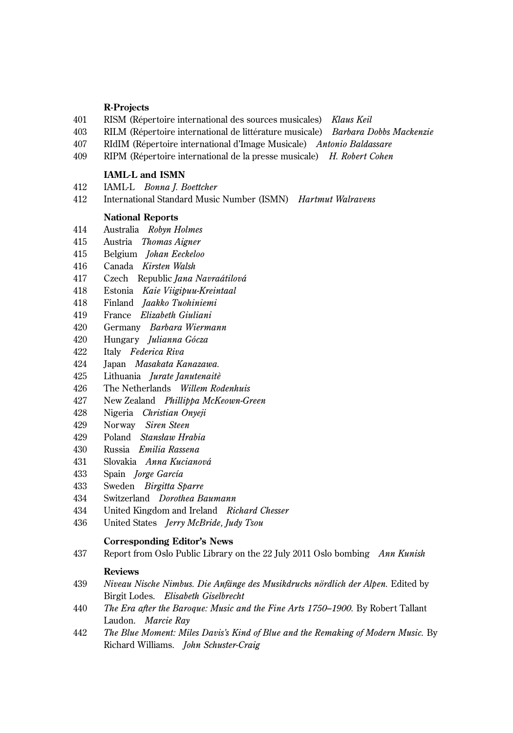**R-Projects**

401 RISM (Répertoire international des sources musicales) *Klaus Keil*

403 RILM (Répertoire international de littérature musicale) *Barbara Dobbs Mackenzie*

407 RIdIM (Répertoire international d'Image Musicale) *Antonio Baldassare*

409 RIPM (Répertoire international de la presse musicale) *H. Robert Cohen*

**IAML-L and ISMN**

412 IAML-L *Bonna J. Boettcher*

412 International Standard Music Number (ISMN) *Hartmut Walravens*

**National Reports**

414 Australia *Robyn Holmes*

415 Austria *Thomas Aigner*

415 Belgium *Johan Eeckeloo*

416 Canada *Kirsten Walsh*

417 Czech Republic *Jana Navraátilová*

418 Estonia *Kaie Viigipuu-Kreintaal*

418 Finland *Jaakko Tuohiniemi*

419 France *Elizabeth Giuliani*

420 Germany *Barbara Wiermann*

420 Hungary *Julianna Gócza*

422 Italy *Federica Riva*

424 Japan *Masakata Kanazawa.*

425 Lithuania *Jurate Janutenaitè*

426 The Netherlands *Willem Rodenhuis*

427 New Zealand *Phillippa McKeown-Green*

428 Nigeria *Christian Onyeji*

429 Norway *Siren Steen*

429 Poland *Stansław Hrabia*

430 Russia *Emilia Rassena*

431 Slovakia *Anna Kucianová*

433 Spain *Jorge García*

433 Sweden *Birgitta Sparre*

434 Switzerland *Dorothea Baumann*

434 United Kingdom and Ireland *Richard Chesser*

436 United States *Jerry McBride, Judy Tsou*

**Corresponding Editor's News**

437 Report from Oslo Public Library on the 22 July 2011 Oslo bombing *Ann Kunish*

**Reviews**

439 *Niveau Nische Nimbus. Die Anfänge des Musikdrucks nördlich der Alpen.* Edited by Birgit Lodes. *Elisabeth Giselbrecht*

440 *The Era after the Baroque: Music and the Fine Arts 1750–1900.* By Robert Tallant Laudon. *Marcie Ray*

442 *The Blue Moment: Miles Davis's Kind of Blue and the Remaking of Modern Music.* By Richard Williams. *John Schuster-Craig*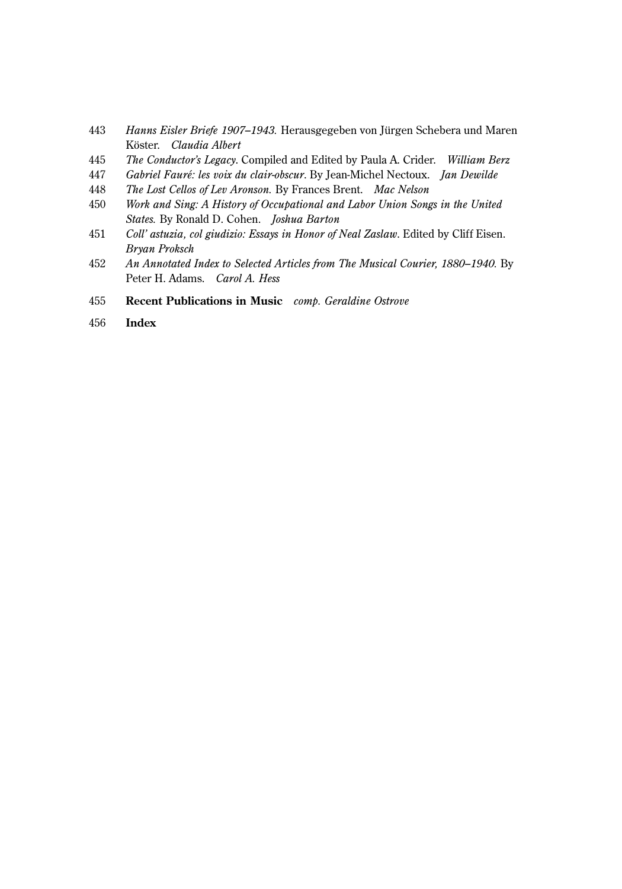443 *Hanns Eisler Briefe 1907–1943.* Herausgegeben von Jürgen Schebera und Maren Köster. *Claudia Albert*

445 *The Conductor's Legacy.* Compiled and Edited by Paula A. Crider. *William Berz*

447 *Gabriel Fauré: les voix du clair-obscur.* By Jean-Michel Nectoux. *Jan Dewilde*

448 *The Lost Cellos of Lev Aronson.* By Frances Brent. *Mac Nelson*

450 *Work and Sing: A History of Occupational and Labor Union Songs in the United States.* By Ronald D. Cohen. *Joshua Barton*

451 *Coll' astuzia, col giudizio: Essays in Honor of Neal Zaslaw.* Edited by Cliff Eisen. *Bryan Proksch*

452 *An Annotated Index to Selected Articles from The Musical Courier, 1880–1940.* By Peter H. Adams. *Carol A. Hess*

455 **Recent Publications in Music** *comp. Geraldine Ostrove*

456 **Index**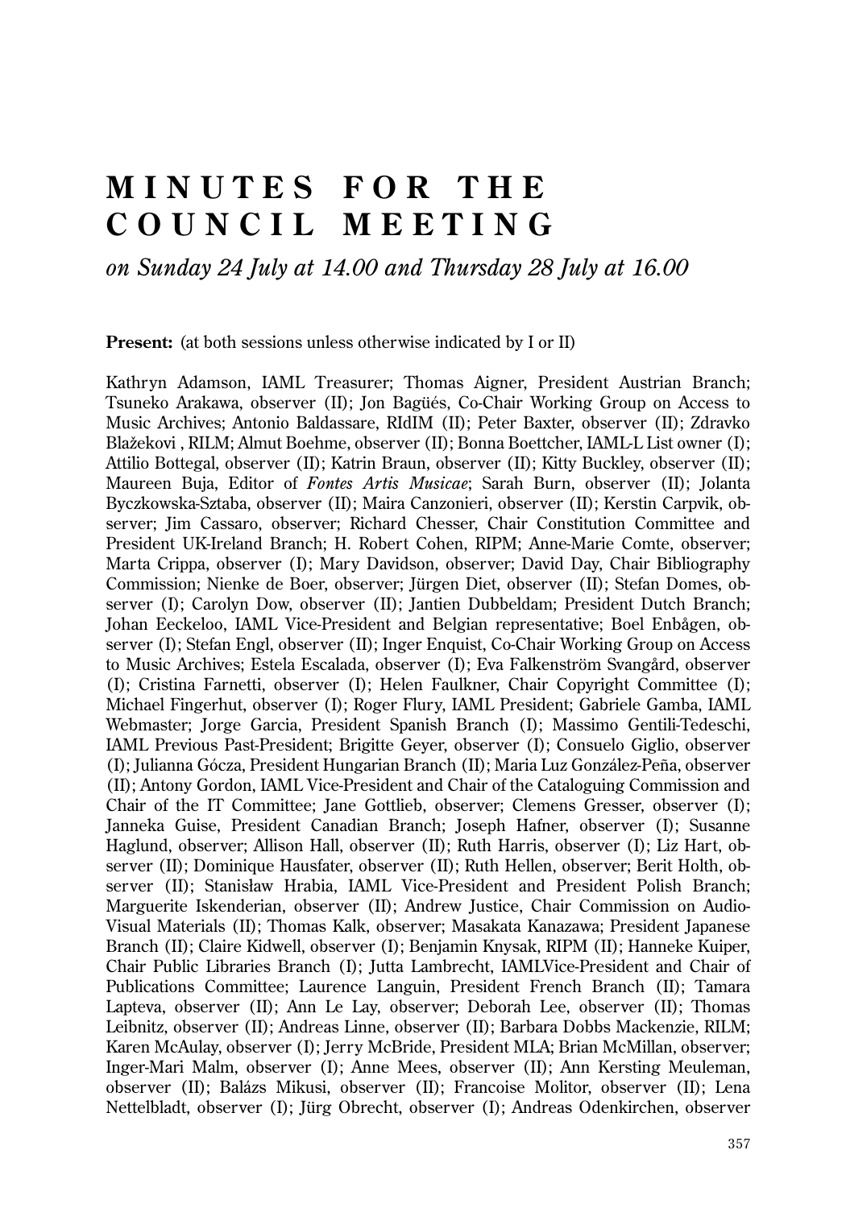# MINUTES FOR THE COUNCIL MEETING

*on Sunday 24 July at 14.00 and Thursday 28 July at 16.00*

**Present:** (at both sessions unless otherwise indicated by I or II)

Kathryn Adamson, IAML Treasurer; Thomas Aigner, President Austrian Branch; Tsuneko Arakawa, observer (II); Jon Bagüés, Co-Chair Working Group on Access to Music Archives; Antonio Baldassare, RIdIM (II); Peter Baxter, observer (II); Zdravko Blažekovi , RILM; Almut Boehme, observer (II); Bonna Boettcher, IAML-L List owner (I); Attilio Bottegal, observer (II); Katrin Braun, observer (II); Kitty Buckley, observer (II); Maureen Buja, Editor of *Fontes Artis Musicae*; Sarah Burn, observer (II); Jolanta Byczkowska-Sztaba, observer (II); Maira Canzonieri, observer (II); Kerstin Carpvik, observer; Jim Cassaro, observer; Richard Chesser, Chair Constitution Committee and President UK-Ireland Branch; H. Robert Cohen, RIPM; Anne-Marie Comte, observer; Marta Crippa, observer (I); Mary Davidson, observer; David Day, Chair Bibliography Commission; Nienke de Boer, observer; Jürgen Diet, observer (II); Stefan Domes, observer (I); Carolyn Dow, observer (II); Jantien Dubbeldam; President Dutch Branch; Johan Eeckeloo, IAML Vice-President and Belgian representative; Boel Enbågen, observer (I); Stefan Engl, observer (II); Inger Enquist, Co-Chair Working Group on Access to Music Archives; Estela Escalada, observer (I); Eva Falkenström Svangård, observer (I); Cristina Farnetti, observer (I); Helen Faulkner, Chair Copyright Committee (I); Michael Fingerhut, observer (I); Roger Flury, IAML President; Gabriele Gamba, IAML Webmaster; Jorge Garcia, President Spanish Branch (I); Massimo Gentili-Tedeschi, IAML Previous Past-President; Brigitte Geyer, observer (I); Consuelo Giglio, observer (I); Julianna Gócza, President Hungarian Branch (II); Maria Luz González-Peña, observer (II); Antony Gordon, IAML Vice-President and Chair of the Cataloguing Commission and Chair of the IT Committee; Jane Gottlieb, observer; Clemens Gresser, observer (I); Janneka Guise, President Canadian Branch; Joseph Hafner, observer (I); Susanne Haglund, observer; Allison Hall, observer (II); Ruth Harris, observer (I); Liz Hart, observer (II); Dominique Hausfater, observer (II); Ruth Hellen, observer; Berit Holth, observer (II); Stanisław Hrabia, IAML Vice-President and President Polish Branch; Marguerite Iskenderian, observer (II); Andrew Justice, Chair Commission on Audio-Visual Materials (II); Thomas Kalk, observer; Masakata Kanazawa; President Japanese Branch (II); Claire Kidwell, observer (I); Benjamin Knysak, RIPM (II); Hanneke Kuiper, Chair Public Libraries Branch (I); Jutta Lambrecht, IAMLVice-President and Chair of Publications Committee; Laurence Languin, President French Branch (II); Tamara Lapteva, observer (II); Ann Le Lay, observer; Deborah Lee, observer (II); Thomas Leibnitz, observer (II); Andreas Linne, observer (II); Barbara Dobbs Mackenzie, RILM; Karen McAulay, observer (I); Jerry McBride, President MLA; Brian McMillan, observer; Inger-Mari Malm, observer (I); Anne Mees, observer (II); Ann Kersting Meuleman, observer (II); Balázs Mikusi, observer (II); Francoise Molitor, observer (II); Lena Nettelbladt, observer (I); Jürg Obrecht, observer (I); Andreas Odenkirchen, observer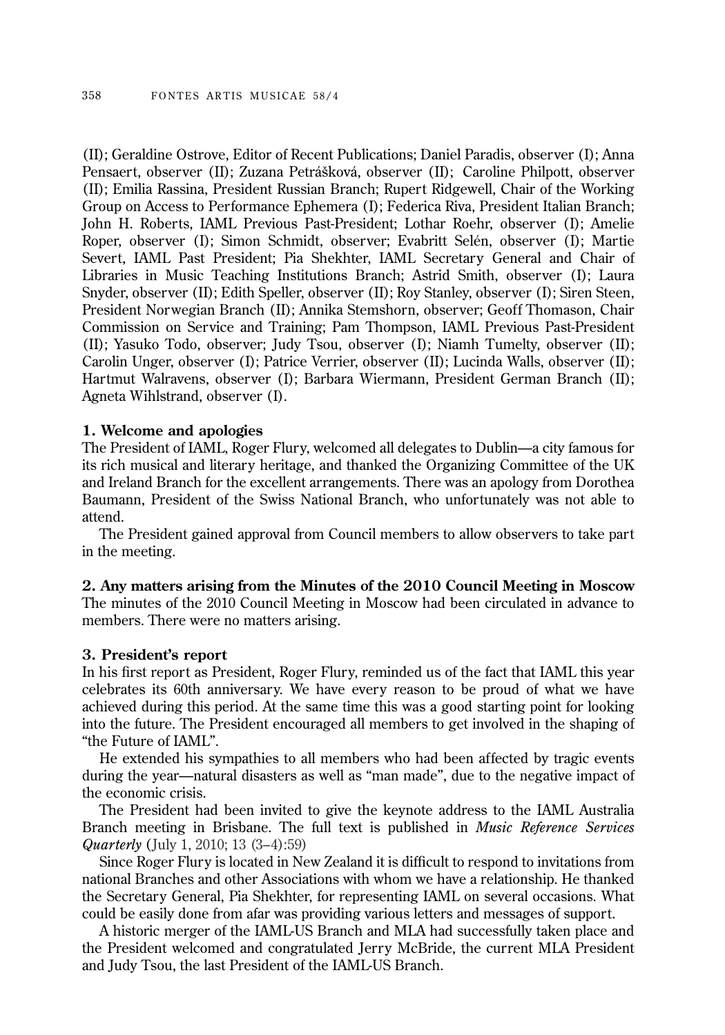(II); Geraldine Ostrove, Editor of Recent Publications; Daniel Paradis, observer (I); Anna Pensaert, observer (II); Zuzana Petrášková, observer (II); Caroline Philpott, observer (II); Emilia Rassina, President Russian Branch; Rupert Ridgewell, Chair of the Working Group on Access to Performance Ephemera (I); Federica Riva, President Italian Branch; John H. Roberts, IAML Previous Past-President; Lothar Roehr, observer (I); Amelie Roper, observer (I); Simon Schmidt, observer; Evabritt Selén, observer (I); Martie Severt, IAML Past President; Pia Shekhter, IAML Secretary General and Chair of Libraries in Music Teaching Institutions Branch; Astrid Smith, observer (I); Laura Snyder, observer (II); Edith Speller, observer (II); Roy Stanley, observer (I); Siren Steen, President Norwegian Branch (II); Annika Stemshorn, observer; Geoff Thomason, Chair Commission on Service and Training; Pam Thompson, IAML Previous Past-President (II); Yasuko Todo, observer; Judy Tsou, observer (I); Niamh Tumelty, observer (II); Carolin Unger, observer (I); Patrice Verrier, observer (II); Lucinda Walls, observer (II); Hartmut Walravens, observer (I); Barbara Wiermann, President German Branch (II); Agneta Wihlstrand, observer (I).

**1. Welcome and apologies**

The President of IAML, Roger Flury, welcomed all delegates to Dublin—a city famous for its rich musical and literary heritage, and thanked the Organizing Committee of the UK and Ireland Branch for the excellent arrangements. There was an apology from Dorothea Baumann, President of the Swiss National Branch, who unfortunately was not able to attend.

The President gained approval from Council members to allow observers to take part in the meeting.

**2. Any matters arising from the Minutes of the 2010 Council Meeting in Moscow**

The minutes of the 2010 Council Meeting in Moscow had been circulated in advance to members. There were no matters arising.

**3. President's report**

In his first report as President, Roger Flury, reminded us of the fact that IAML this year celebrates its 60th anniversary. We have every reason to be proud of what we have achieved during this period. At the same time this was a good starting point for looking into the future. The President encouraged all members to get involved in the shaping of "the Future of IAML".

He extended his sympathies to all members who had been affected by tragic events during the year—natural disasters as well as "man made", due to the negative impact of the economic crisis.

The President had been invited to give the keynote address to the IAML Australia Branch meeting in Brisbane. The full text is published in *Music Reference Services Quarterly* (July 1, 2010; 13 (3–4):59)

Since Roger Flury is located in New Zealand it is difficult to respond to invitations from national Branches and other Associations with whom we have a relationship. He thanked the Secretary General, Pia Shekhter, for representing IAML on several occasions. What could be easily done from afar was providing various letters and messages of support.

A historic merger of the IAML-US Branch and MLA had successfully taken place and the President welcomed and congratulated Jerry McBride, the current MLA President and Judy Tsou, the last President of the IAML-US Branch.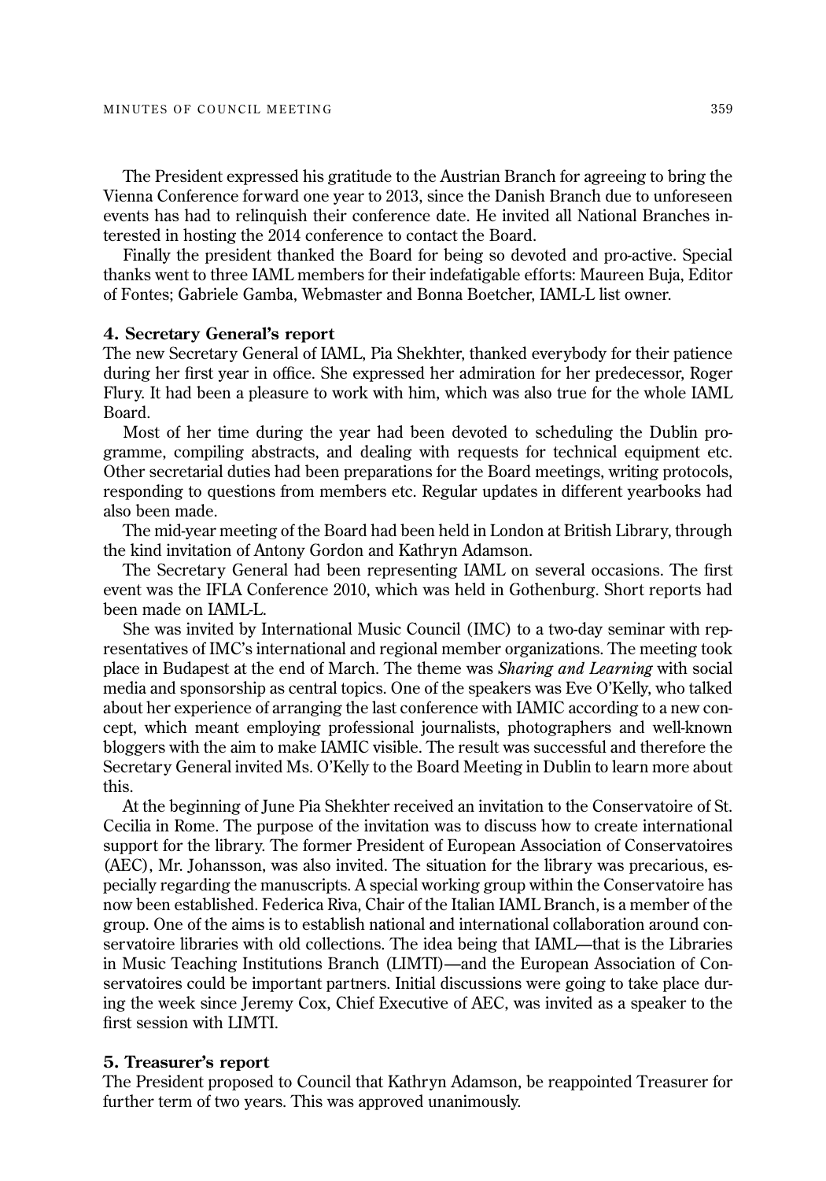The President expressed his gratitude to the Austrian Branch for agreeing to bring the Vienna Conference forward one year to 2013, since the Danish Branch due to unforeseen events has had to relinquish their conference date. He invited all National Branches interested in hosting the 2014 conference to contact the Board.

Finally the president thanked the Board for being so devoted and pro-active. Special thanks went to three IAML members for their indefatigable efforts: Maureen Buja, Editor of Fontes; Gabriele Gamba, Webmaster and Bonna Boetcher, IAML-L list owner.

**4. Secretary General's report**

The new Secretary General of IAML, Pia Shekhter, thanked everybody for their patience during her first year in office. She expressed her admiration for her predecessor, Roger Flury. It had been a pleasure to work with him, which was also true for the whole IAML Board.

Most of her time during the year had been devoted to scheduling the Dublin programme, compiling abstracts, and dealing with requests for technical equipment etc. Other secretarial duties had been preparations for the Board meetings, writing protocols, responding to questions from members etc. Regular updates in different yearbooks had also been made.

The mid-year meeting of the Board had been held in London at British Library, through the kind invitation of Antony Gordon and Kathryn Adamson.

The Secretary General had been representing IAML on several occasions. The first event was the IFLA Conference 2010, which was held in Gothenburg. Short reports had been made on IAML-L.

She was invited by International Music Council (IMC) to a two-day seminar with representatives of IMC's international and regional member organizations. The meeting took place in Budapest at the end of March. The theme was *Sharing and Learning* with social media and sponsorship as central topics. One of the speakers was Eve O'Kelly, who talked about her experience of arranging the last conference with IAMIC according to a new concept, which meant employing professional journalists, photographers and well-known bloggers with the aim to make IAMIC visible. The result was successful and therefore the Secretary General invited Ms. O'Kelly to the Board Meeting in Dublin to learn more about this.

At the beginning of June Pia Shekhter received an invitation to the Conservatoire of St. Cecilia in Rome. The purpose of the invitation was to discuss how to create international support for the library. The former President of European Association of Conservatoires (AEC), Mr. Johansson, was also invited. The situation for the library was precarious, especially regarding the manuscripts. A special working group within the Conservatoire has now been established. Federica Riva, Chair of the Italian IAML Branch, is a member of the group. One of the aims is to establish national and international collaboration around conservatoire libraries with old collections. The idea being that IAML—that is the Libraries in Music Teaching Institutions Branch (LIMTI)—and the European Association of Conservatoires could be important partners. Initial discussions were going to take place during the week since Jeremy Cox, Chief Executive of AEC, was invited as a speaker to the first session with LIMTI.

**5. Treasurer's report**

The President proposed to Council that Kathryn Adamson, be reappointed Treasurer for further term of two years. This was approved unanimously.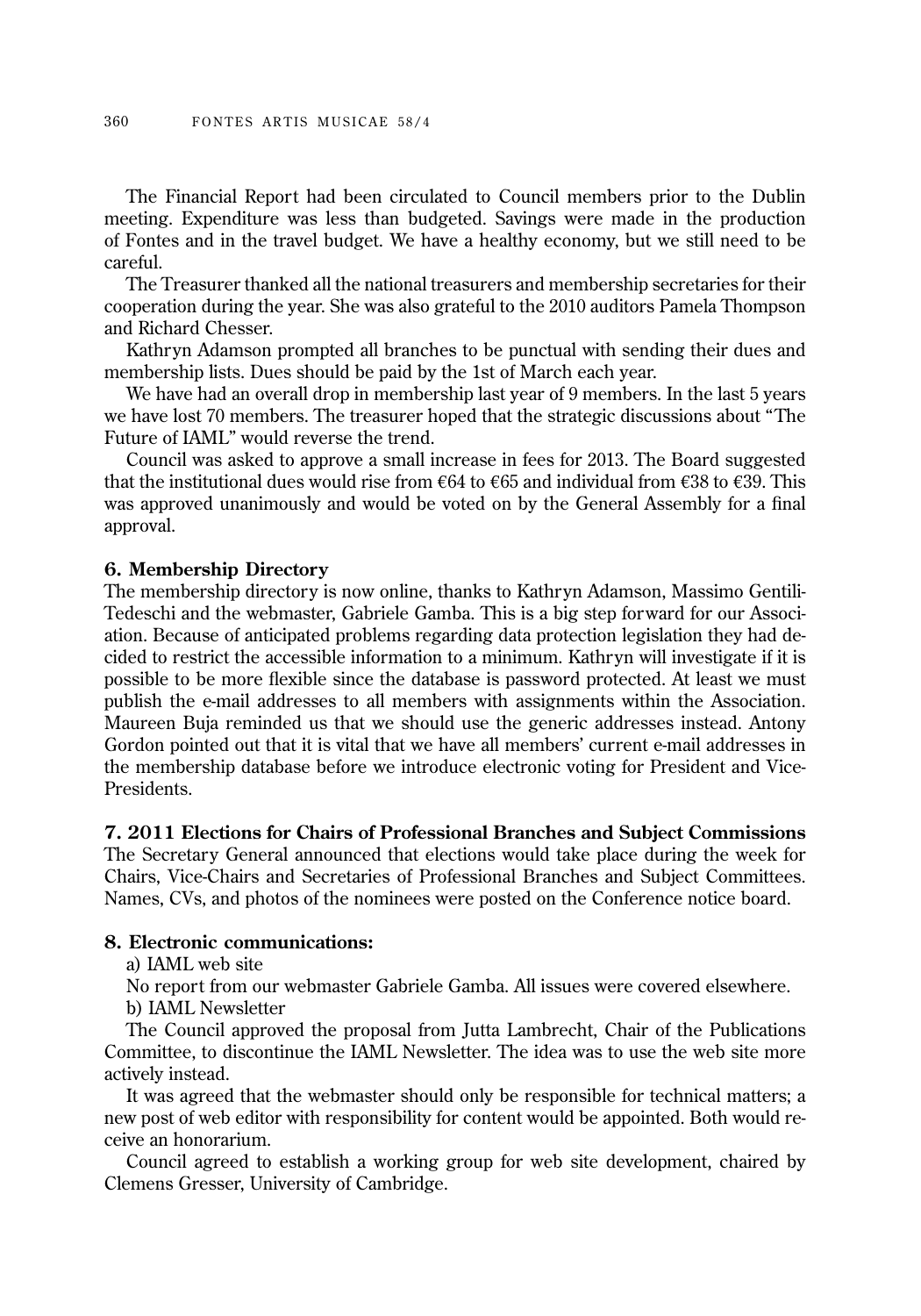The Financial Report had been circulated to Council members prior to the Dublin meeting. Expenditure was less than budgeted. Savings were made in the production of Fontes and in the travel budget. We have a healthy economy, but we still need to be careful.

The Treasurer thanked all the national treasurers and membership secretaries for their cooperation during the year. She was also grateful to the 2010 auditors Pamela Thompson and Richard Chesser.

Kathryn Adamson prompted all branches to be punctual with sending their dues and membership lists. Dues should be paid by the 1st of March each year.

We have had an overall drop in membership last year of 9 members. In the last 5 years we have lost 70 members. The treasurer hoped that the strategic discussions about "The Future of IAML" would reverse the trend.

Council was asked to approve a small increase in fees for 2013. The Board suggested that the institutional dues would rise from €64 to €65 and individual from €38 to €39. This was approved unanimously and would be voted on by the General Assembly for a final approval.

### 6. Membership Directory

The membership directory is now online, thanks to Kathryn Adamson, Massimo Gentili-Tedeschi and the webmaster, Gabriele Gamba. This is a big step forward for our Association. Because of anticipated problems regarding data protection legislation they had decided to restrict the accessible information to a minimum. Kathryn will investigate if it is possible to be more flexible since the database is password protected. At least we must publish the e-mail addresses to all members with assignments within the Association. Maureen Buja reminded us that we should use the generic addresses instead. Antony Gordon pointed out that it is vital that we have all members' current e-mail addresses in the membership database before we introduce electronic voting for President and Vice-Presidents.

### 7. 2011 Elections for Chairs of Professional Branches and Subject Commissions

The Secretary General announced that elections would take place during the week for Chairs, Vice-Chairs and Secretaries of Professional Branches and Subject Committees. Names, CVs, and photos of the nominees were posted on the Conference notice board.

### 8. Electronic communications:

a) IAML web site

No report from our webmaster Gabriele Gamba. All issues were covered elsewhere.

b) IAML Newsletter

The Council approved the proposal from Jutta Lambrecht, Chair of the Publications Committee, to discontinue the IAML Newsletter. The idea was to use the web site more actively instead.

It was agreed that the webmaster should only be responsible for technical matters; a new post of web editor with responsibility for content would be appointed. Both would receive an honorarium.

Council agreed to establish a working group for web site development, chaired by Clemens Gresser, University of Cambridge.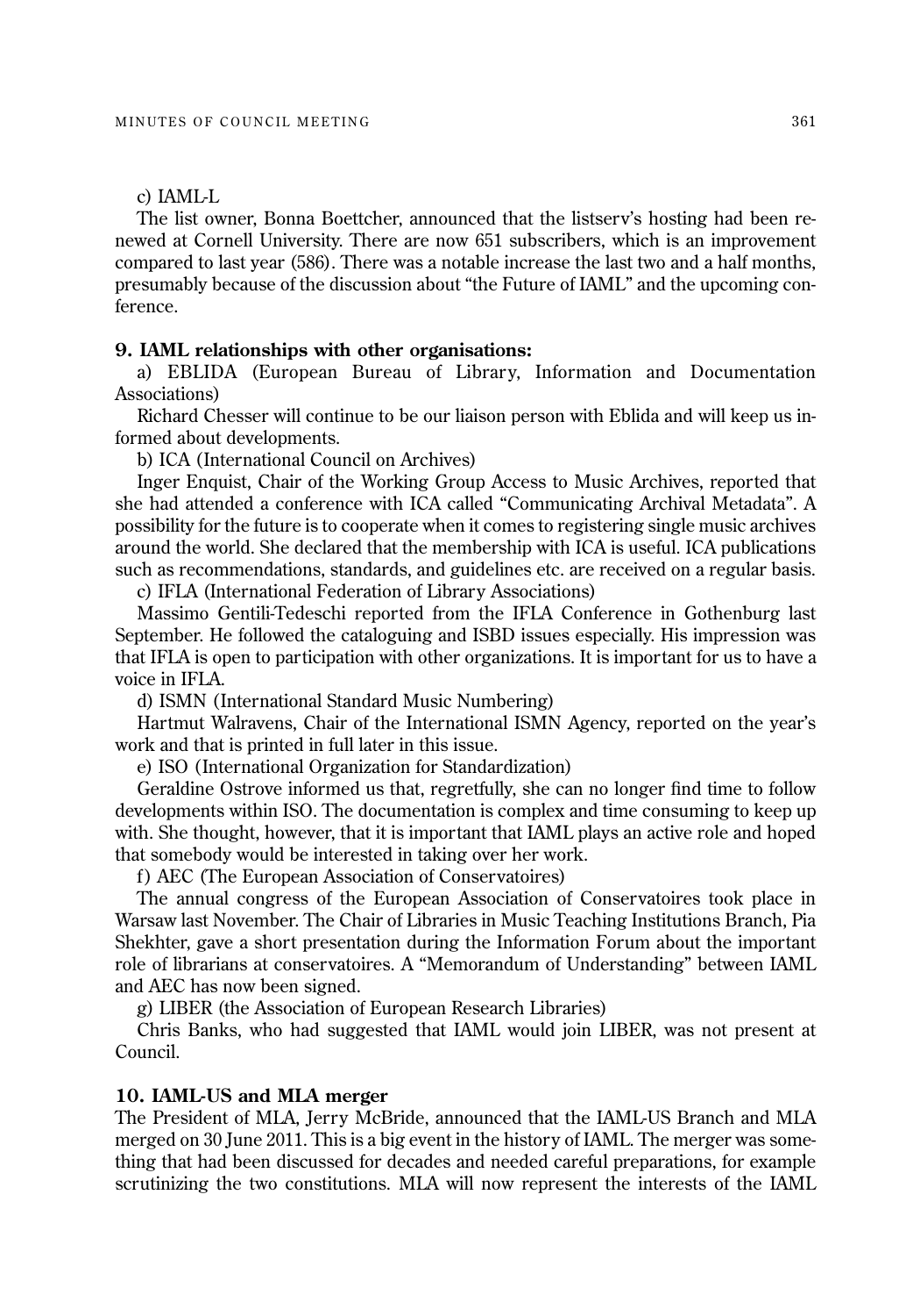c) IAML-L

The list owner, Bonna Boettcher, announced that the listserv's hosting had been renewed at Cornell University. There are now 651 subscribers, which is an improvement compared to last year (586). There was a notable increase the last two and a half months, presumably because of the discussion about "the Future of IAML" and the upcoming conference.

## 9. IAML relationships with other organisations:

a) EBLIDA (European Bureau of Library, Information and Documentation Associations)

Richard Chesser will continue to be our liaison person with Eblida and will keep us informed about developments.

b) ICA (International Council on Archives)

Inger Enquist, Chair of the Working Group Access to Music Archives, reported that she had attended a conference with ICA called "Communicating Archival Metadata". A possibility for the future is to cooperate when it comes to registering single music archives around the world. She declared that the membership with ICA is useful. ICA publications such as recommendations, standards, and guidelines etc. are received on a regular basis.

c) IFLA (International Federation of Library Associations)

Massimo Gentili-Tedeschi reported from the IFLA Conference in Gothenburg last September. He followed the cataloguing and ISBD issues especially. His impression was that IFLA is open to participation with other organizations. It is important for us to have a voice in IFLA.

d) ISMN (International Standard Music Numbering)

Hartmut Walravens, Chair of the International ISMN Agency, reported on the year's work and that is printed in full later in this issue.

e) ISO (International Organization for Standardization)

Geraldine Ostrove informed us that, regretfully, she can no longer find time to follow developments within ISO. The documentation is complex and time consuming to keep up with. She thought, however, that it is important that IAML plays an active role and hoped that somebody would be interested in taking over her work.

f) AEC (The European Association of Conservatoires)

The annual congress of the European Association of Conservatoires took place in Warsaw last November. The Chair of Libraries in Music Teaching Institutions Branch, Pia Shekhter, gave a short presentation during the Information Forum about the important role of librarians at conservatoires. A "Memorandum of Understanding" between IAML and AEC has now been signed.

g) LIBER (the Association of European Research Libraries)

Chris Banks, who had suggested that IAML would join LIBER, was not present at Council.

## 10. IAML-US and MLA merger

The President of MLA, Jerry McBride, announced that the IAML-US Branch and MLA merged on 30 June 2011. This is a big event in the history of IAML. The merger was something that had been discussed for decades and needed careful preparations, for example scrutinizing the two constitutions. MLA will now represent the interests of the IAML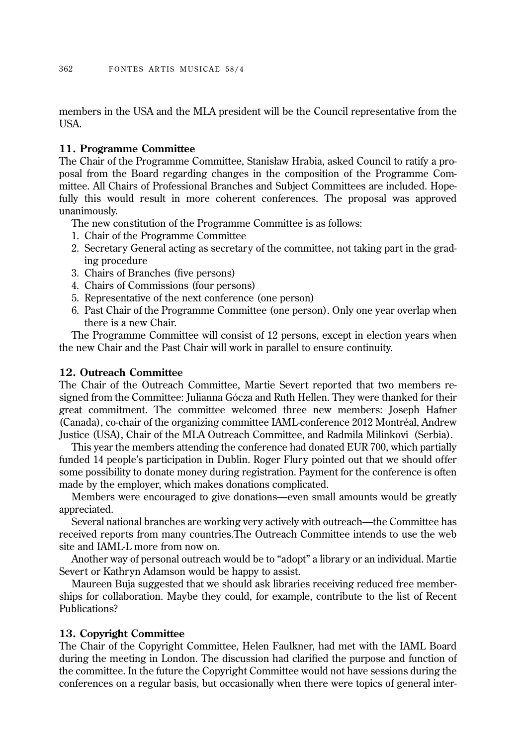members in the USA and the MLA president will be the Council representative from the USA.

### 11. Programme Committee

The Chair of the Programme Committee, Stanisław Hrabia, asked Council to ratify a proposal from the Board regarding changes in the composition of the Programme Committee. All Chairs of Professional Branches and Subject Committees are included. Hopefully this would result in more coherent conferences. The proposal was approved unanimously.

The new constitution of the Programme Committee is as follows:

1. Chair of the Programme Committee
2. Secretary General acting as secretary of the committee, not taking part in the grading procedure
3. Chairs of Branches (five persons)
4. Chairs of Commissions (four persons)
5. Representative of the next conference (one person)
6. Past Chair of the Programme Committee (one person). Only one year overlap when there is a new Chair.

The Programme Committee will consist of 12 persons, except in election years when the new Chair and the Past Chair will work in parallel to ensure continuity.

### 12. Outreach Committee

The Chair of the Outreach Committee, Martie Severt reported that two members resigned from the Committee: Julianna Gócza and Ruth Hellen. They were thanked for their great commitment. The committee welcomed three new members: Joseph Hafner (Canada), co-chair of the organizing committee IAML-conference 2012 Montréal, Andrew Justice (USA), Chair of the MLA Outreach Committee, and Radmila Milinkovi (Serbia).

This year the members attending the conference had donated EUR 700, which partially funded 14 people's participation in Dublin. Roger Flury pointed out that we should offer some possibility to donate money during registration. Payment for the conference is often made by the employer, which makes donations complicated.

Members were encouraged to give donations—even small amounts would be greatly appreciated.

Several national branches are working very actively with outreach—the Committee has received reports from many countries.The Outreach Committee intends to use the web site and IAML-L more from now on.

Another way of personal outreach would be to "adopt" a library or an individual. Martie Severt or Kathryn Adamson would be happy to assist.

Maureen Buja suggested that we should ask libraries receiving reduced free memberships for collaboration. Maybe they could, for example, contribute to the list of Recent Publications?

### 13. Copyright Committee

The Chair of the Copyright Committee, Helen Faulkner, had met with the IAML Board during the meeting in London. The discussion had clarified the purpose and function of the committee. In the future the Copyright Committee would not have sessions during the conferences on a regular basis, but occasionally when there were topics of general inter-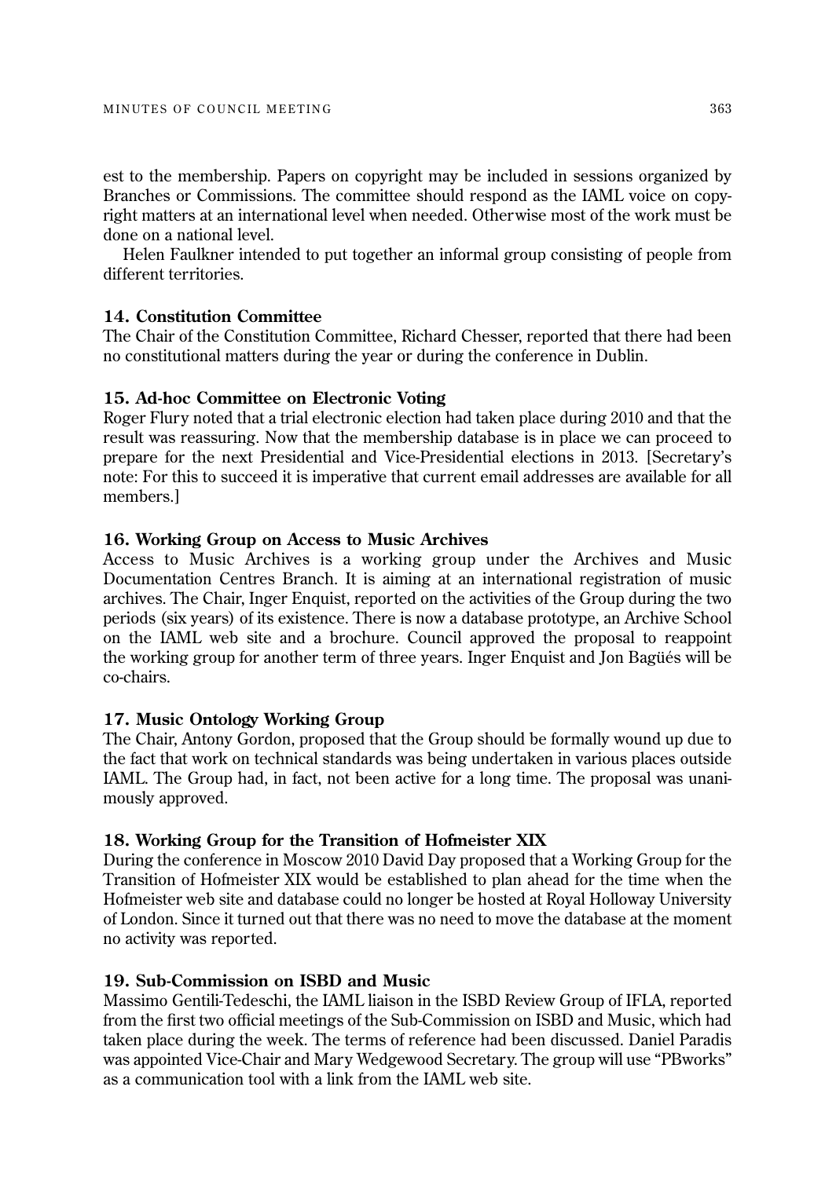est to the membership. Papers on copyright may be included in sessions organized by Branches or Commissions. The committee should respond as the IAML voice on copyright matters at an international level when needed. Otherwise most of the work must be done on a national level.

Helen Faulkner intended to put together an informal group consisting of people from different territories.

### 14. Constitution Committee

The Chair of the Constitution Committee, Richard Chesser, reported that there had been no constitutional matters during the year or during the conference in Dublin.

### 15. Ad-hoc Committee on Electronic Voting

Roger Flury noted that a trial electronic election had taken place during 2010 and that the result was reassuring. Now that the membership database is in place we can proceed to prepare for the next Presidential and Vice-Presidential elections in 2013. [Secretary's note: For this to succeed it is imperative that current email addresses are available for all members.]

### 16. Working Group on Access to Music Archives

Access to Music Archives is a working group under the Archives and Music Documentation Centres Branch. It is aiming at an international registration of music archives. The Chair, Inger Enquist, reported on the activities of the Group during the two periods (six years) of its existence. There is now a database prototype, an Archive School on the IAML web site and a brochure. Council approved the proposal to reappoint the working group for another term of three years. Inger Enquist and Jon Bagüés will be co-chairs.

### 17. Music Ontology Working Group

The Chair, Antony Gordon, proposed that the Group should be formally wound up due to the fact that work on technical standards was being undertaken in various places outside IAML. The Group had, in fact, not been active for a long time. The proposal was unanimously approved.

### 18. Working Group for the Transition of Hofmeister XIX

During the conference in Moscow 2010 David Day proposed that a Working Group for the Transition of Hofmeister XIX would be established to plan ahead for the time when the Hofmeister web site and database could no longer be hosted at Royal Holloway University of London. Since it turned out that there was no need to move the database at the moment no activity was reported.

### 19. Sub-Commission on ISBD and Music

Massimo Gentili-Tedeschi, the IAML liaison in the ISBD Review Group of IFLA, reported from the first two official meetings of the Sub-Commission on ISBD and Music, which had taken place during the week. The terms of reference had been discussed. Daniel Paradis was appointed Vice-Chair and Mary Wedgewood Secretary. The group will use "PBworks" as a communication tool with a link from the IAML web site.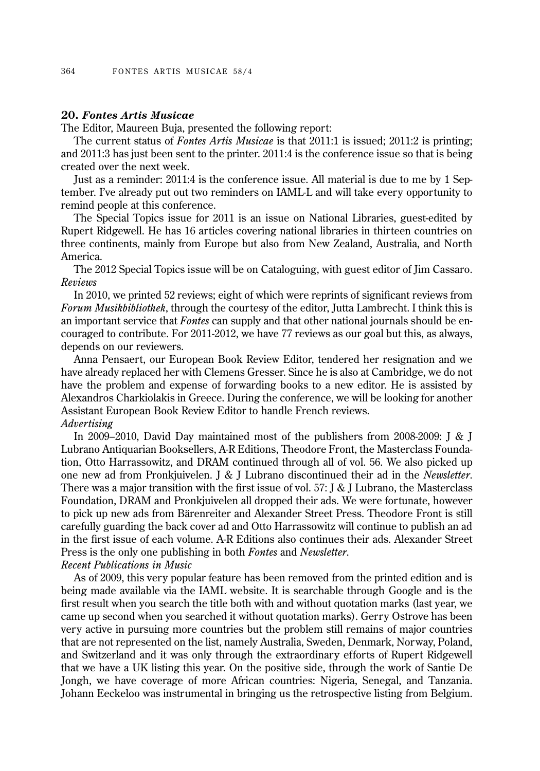## 20. *Fontes Artis Musicae*

The Editor, Maureen Buja, presented the following report:

The current status of *Fontes Artis Musicae* is that 2011:1 is issued; 2011:2 is printing; and 2011:3 has just been sent to the printer. 2011:4 is the conference issue so that is being created over the next week.

Just as a reminder: 2011:4 is the conference issue. All material is due to me by 1 September. I've already put out two reminders on IAML-L and will take every opportunity to remind people at this conference.

The Special Topics issue for 2011 is an issue on National Libraries, guest-edited by Rupert Ridgewell. He has 16 articles covering national libraries in thirteen countries on three continents, mainly from Europe but also from New Zealand, Australia, and North America.

The 2012 Special Topics issue will be on Cataloguing, with guest editor of Jim Cassaro.

*Reviews*

In 2010, we printed 52 reviews; eight of which were reprints of significant reviews from *Forum Musikbibliothek*, through the courtesy of the editor, Jutta Lambrecht. I think this is an important service that *Fontes* can supply and that other national journals should be encouraged to contribute. For 2011-2012, we have 77 reviews as our goal but this, as always, depends on our reviewers.

Anna Pensaert, our European Book Review Editor, tendered her resignation and we have already replaced her with Clemens Gresser. Since he is also at Cambridge, we do not have the problem and expense of forwarding books to a new editor. He is assisted by Alexandros Charkiolakis in Greece. During the conference, we will be looking for another Assistant European Book Review Editor to handle French reviews.

*Advertising*

In 2009–2010, David Day maintained most of the publishers from 2008-2009: J & J Lubrano Antiquarian Booksellers, A-R Editions, Theodore Front, the Masterclass Foundation, Otto Harrassowitz, and DRAM continued through all of vol. 56. We also picked up one new ad from Pronkjuivelen. J & J Lubrano discontinued their ad in the *Newsletter*. There was a major transition with the first issue of vol. 57: J & J Lubrano, the Masterclass Foundation, DRAM and Pronkjuivelen all dropped their ads. We were fortunate, however to pick up new ads from Bärenreiter and Alexander Street Press. Theodore Front is still carefully guarding the back cover ad and Otto Harrassowitz will continue to publish an ad in the first issue of each volume. A-R Editions also continues their ads. Alexander Street Press is the only one publishing in both *Fontes* and *Newsletter*.

*Recent Publications in Music*

As of 2009, this very popular feature has been removed from the printed edition and is being made available via the IAML website. It is searchable through Google and is the first result when you search the title both with and without quotation marks (last year, we came up second when you searched it without quotation marks). Gerry Ostrove has been very active in pursuing more countries but the problem still remains of major countries that are not represented on the list, namely Australia, Sweden, Denmark, Norway, Poland, and Switzerland and it was only through the extraordinary efforts of Rupert Ridgewell that we have a UK listing this year. On the positive side, through the work of Santie De Jongh, we have coverage of more African countries: Nigeria, Senegal, and Tanzania. Johann Eeckeloo was instrumental in bringing us the retrospective listing from Belgium.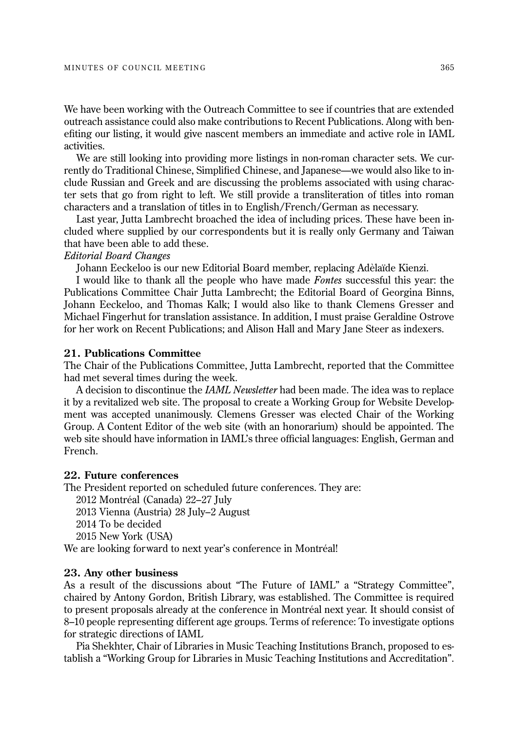We have been working with the Outreach Committee to see if countries that are extended outreach assistance could also make contributions to Recent Publications. Along with benefiting our listing, it would give nascent members an immediate and active role in IAML activities.

We are still looking into providing more listings in non-roman character sets. We currently do Traditional Chinese, Simplified Chinese, and Japanese—we would also like to include Russian and Greek and are discussing the problems associated with using character sets that go from right to left. We still provide a transliteration of titles into roman characters and a translation of titles in to English/French/German as necessary.

Last year, Jutta Lambrecht broached the idea of including prices. These have been included where supplied by our correspondents but it is really only Germany and Taiwan that have been able to add these.

*Editorial Board Changes*

Johann Eeckeloo is our new Editorial Board member, replacing Adèlaïde Kienzi.

I would like to thank all the people who have made *Fontes* successful this year: the Publications Committee Chair Jutta Lambrecht; the Editorial Board of Georgina Binns, Johann Eeckeloo, and Thomas Kalk; I would also like to thank Clemens Gresser and Michael Fingerhut for translation assistance. In addition, I must praise Geraldine Ostrove for her work on Recent Publications; and Alison Hall and Mary Jane Steer as indexers.

### 21. Publications Committee

The Chair of the Publications Committee, Jutta Lambrecht, reported that the Committee had met several times during the week.

A decision to discontinue the *IAML Newsletter* had been made. The idea was to replace it by a revitalized web site. The proposal to create a Working Group for Website Development was accepted unanimously. Clemens Gresser was elected Chair of the Working Group. A Content Editor of the web site (with an honorarium) should be appointed. The web site should have information in IAML's three official languages: English, German and French.

### 22. Future conferences

The President reported on scheduled future conferences. They are:

2012 Montréal (Canada) 22–27 July
2013 Vienna (Austria) 28 July–2 August
2014 To be decided
2015 New York (USA)

We are looking forward to next year's conference in Montréal!

### 23. Any other business

As a result of the discussions about "The Future of IAML" a "Strategy Committee", chaired by Antony Gordon, British Library, was established. The Committee is required to present proposals already at the conference in Montréal next year. It should consist of 8–10 people representing different age groups. Terms of reference: To investigate options for strategic directions of IAML

Pia Shekhter, Chair of Libraries in Music Teaching Institutions Branch, proposed to establish a "Working Group for Libraries in Music Teaching Institutions and Accreditation".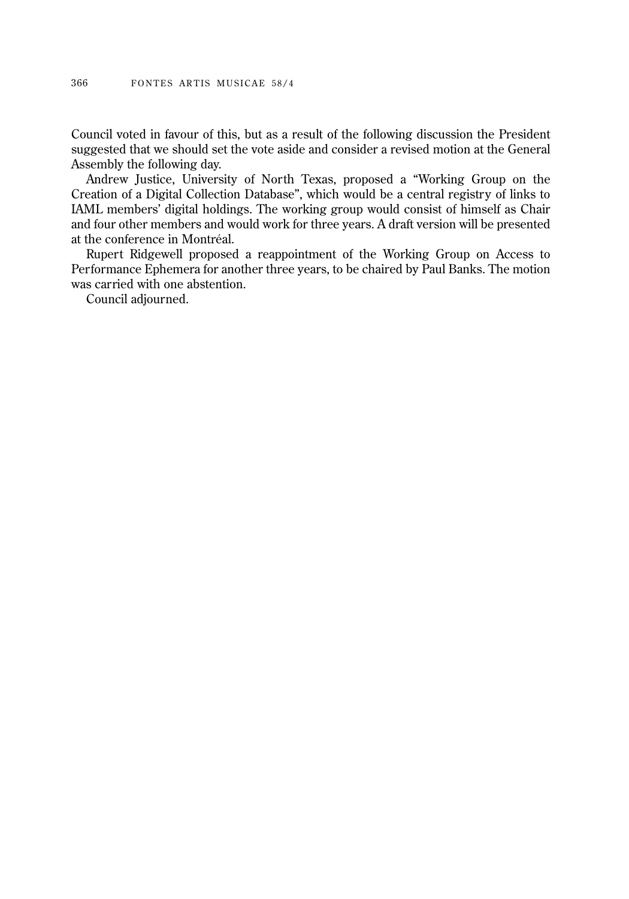Council voted in favour of this, but as a result of the following discussion the President suggested that we should set the vote aside and consider a revised motion at the General Assembly the following day.

Andrew Justice, University of North Texas, proposed a "Working Group on the Creation of a Digital Collection Database", which would be a central registry of links to IAML members' digital holdings. The working group would consist of himself as Chair and four other members and would work for three years. A draft version will be presented at the conference in Montréal.

Rupert Ridgewell proposed a reappointment of the Working Group on Access to Performance Ephemera for another three years, to be chaired by Paul Banks. The motion was carried with one abstention.

Council adjourned.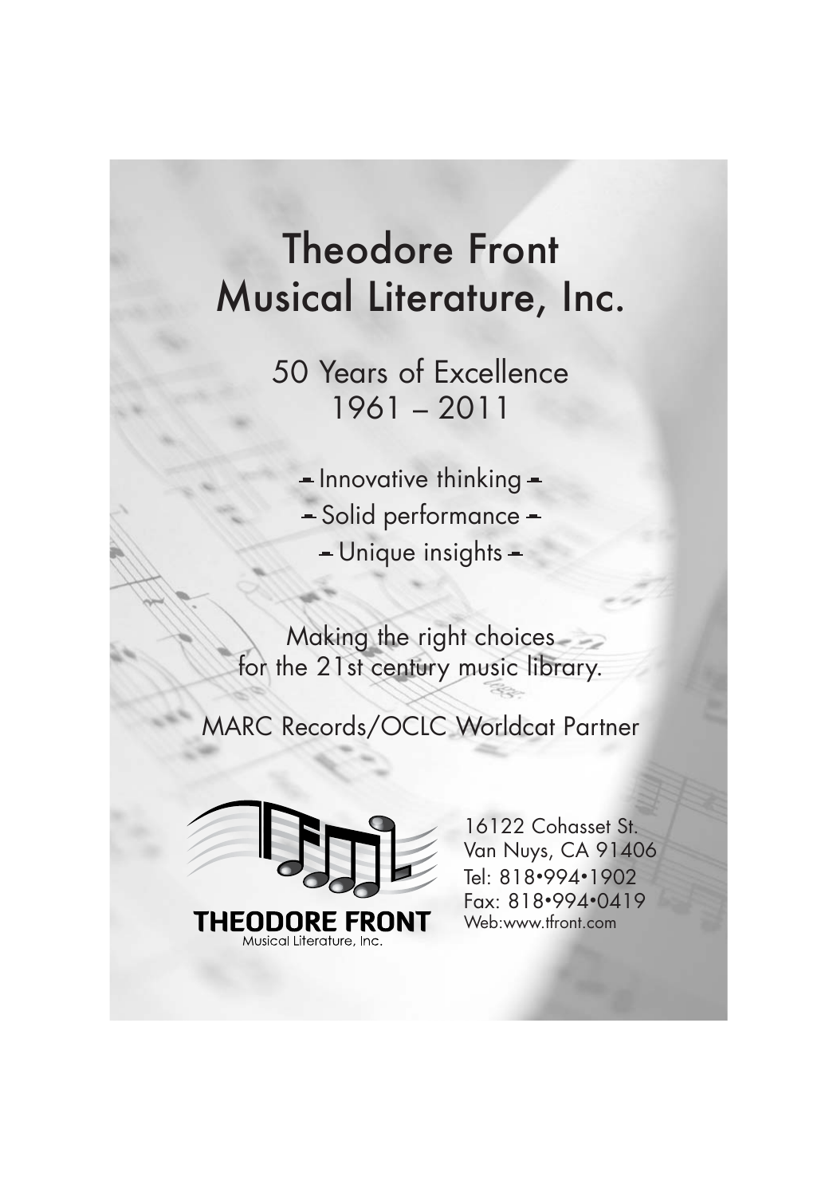# Theodore Front Musical Literature, Inc.

## 50 Years of Excellence 1961 – 2011

- Innovative thinking -

- Solid performance -

- Unique insights -

Making the right choices for the 21st century music library.

MARC Records/OCLC Worldcat Partner

THEODORE FRONT
Musical Literature, Inc.

16122 Cohasset St.
Van Nuys, CA 91406
Tel: 818•994•1902
Fax: 818•994•0419
Web:www.tfront.com